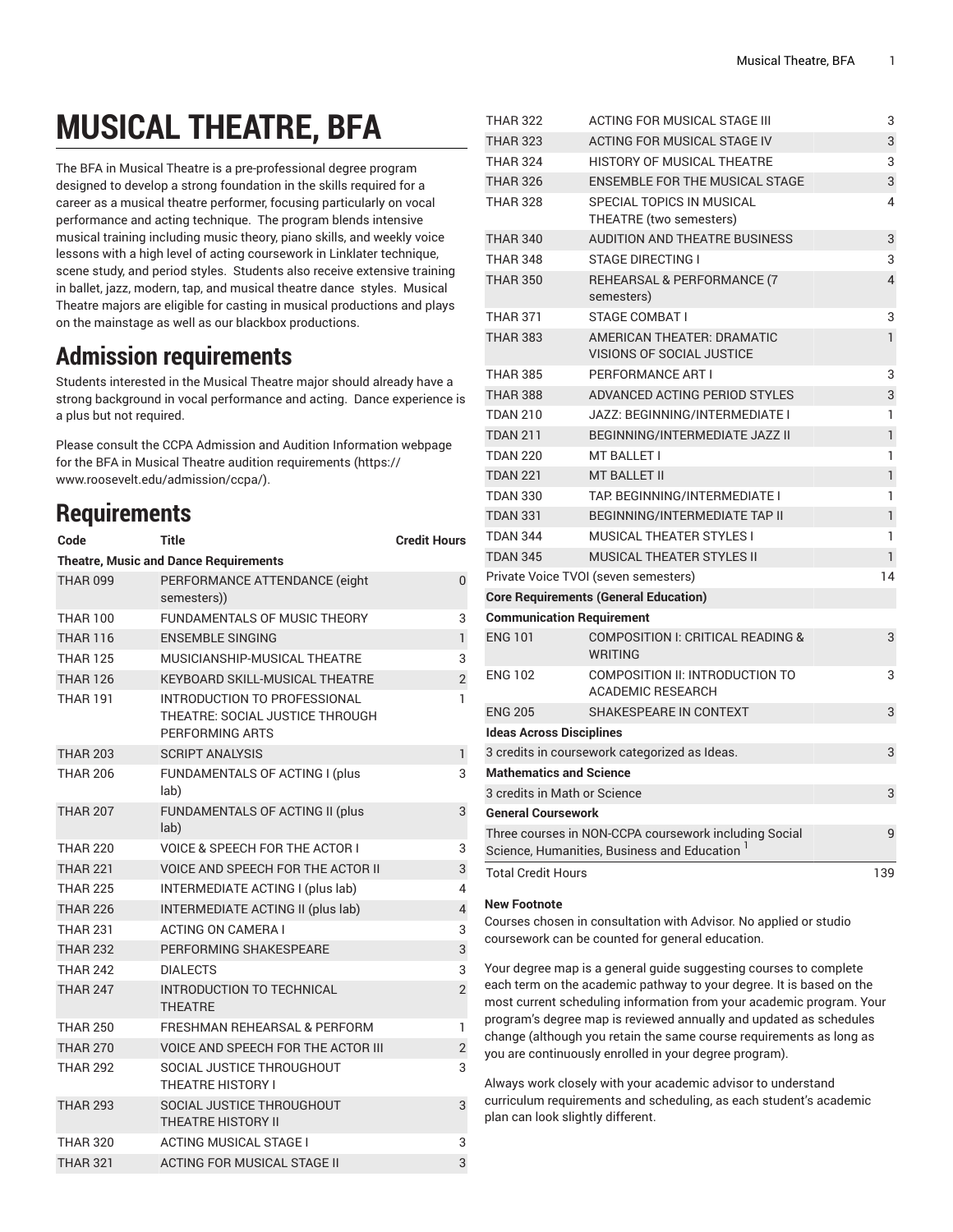# MUSICAL THEATRE, BFA

The BFA in Musical Theatre is a pre-professional degree program designed to develop a strong foundation in the skills required for a career as a musical theatre performer, focusing particularly on vocal performance and acting technique. The program blends intensive musical training including music theory, piano skills, and weekly voice lessons with a high level of acting coursework in Linklater technique, scene study, and period styles. Students also receive extensive training in ballet, jazz, modern, tap, and musical theatre dance styles. Musical Theatre majors are eligible for casting in musical productions and plays on the mainstage as well as our blackbox productions.

## Admission requirements

Students interested in the Musical Theatre major should already have a strong background in vocal performance and acting. Dance experience is a plus but not required.

Please consult the CCPA Admission and Audition Information webpage for the BFA in Musical Theatre audition requirements (https://www.roosevelt.edu/admission/ccpa/).

## Requirements

| Code | Title | Credit Hours |
|---|---|---|
| **Theatre, Music and Dance Requirements** | | |
| THAR 099 | PERFORMANCE ATTENDANCE (eight semesters)) | 0 |
| THAR 100 | FUNDAMENTALS OF MUSIC THEORY | 3 |
| THAR 116 | ENSEMBLE SINGING | 1 |
| THAR 125 | MUSICIANSHIP-MUSICAL THEATRE | 3 |
| THAR 126 | KEYBOARD SKILL-MUSICAL THEATRE | 2 |
| THAR 191 | INTRODUCTION TO PROFESSIONAL THEATRE: SOCIAL JUSTICE THROUGH PERFORMING ARTS | 1 |
| THAR 203 | SCRIPT ANALYSIS | 1 |
| THAR 206 | FUNDAMENTALS OF ACTING I (plus lab) | 3 |
| THAR 207 | FUNDAMENTALS OF ACTING II (plus lab) | 3 |
| THAR 220 | VOICE & SPEECH FOR THE ACTOR I | 3 |
| THAR 221 | VOICE AND SPEECH FOR THE ACTOR II | 3 |
| THAR 225 | INTERMEDIATE ACTING I (plus lab) | 4 |
| THAR 226 | INTERMEDIATE ACTING II (plus lab) | 4 |
| THAR 231 | ACTING ON CAMERA I | 3 |
| THAR 232 | PERFORMING SHAKESPEARE | 3 |
| THAR 242 | DIALECTS | 3 |
| THAR 247 | INTRODUCTION TO TECHNICAL THEATRE | 2 |
| THAR 250 | FRESHMAN REHEARSAL & PERFORM | 1 |
| THAR 270 | VOICE AND SPEECH FOR THE ACTOR III | 2 |
| THAR 292 | SOCIAL JUSTICE THROUGHOUT THEATRE HISTORY I | 3 |
| THAR 293 | SOCIAL JUSTICE THROUGHOUT THEATRE HISTORY II | 3 |
| THAR 320 | ACTING MUSICAL STAGE I | 3 |
| THAR 321 | ACTING FOR MUSICAL STAGE II | 3 |
| THAR 322 | ACTING FOR MUSICAL STAGE III | 3 |
| THAR 323 | ACTING FOR MUSICAL STAGE IV | 3 |
| THAR 324 | HISTORY OF MUSICAL THEATRE | 3 |
| THAR 326 | ENSEMBLE FOR THE MUSICAL STAGE | 3 |
| THAR 328 | SPECIAL TOPICS IN MUSICAL THEATRE (two semesters) | 4 |
| THAR 340 | AUDITION AND THEATRE BUSINESS | 3 |
| THAR 348 | STAGE DIRECTING I | 3 |
| THAR 350 | REHEARSAL & PERFORMANCE (7 semesters) | 4 |
| THAR 371 | STAGE COMBAT I | 3 |
| THAR 383 | AMERICAN THEATER: DRAMATIC VISIONS OF SOCIAL JUSTICE | 1 |
| THAR 385 | PERFORMANCE ART I | 3 |
| THAR 388 | ADVANCED ACTING PERIOD STYLES | 3 |
| TDAN 210 | JAZZ: BEGINNING/INTERMEDIATE I | 1 |
| TDAN 211 | BEGINNING/INTERMEDIATE JAZZ II | 1 |
| TDAN 220 | MT BALLET I | 1 |
| TDAN 221 | MT BALLET II | 1 |
| TDAN 330 | TAP. BEGINNING/INTERMEDIATE I | 1 |
| TDAN 331 | BEGINNING/INTERMEDIATE TAP II | 1 |
| TDAN 344 | MUSICAL THEATER STYLES I | 1 |
| TDAN 345 | MUSICAL THEATER STYLES II | 1 |
| Private Voice TVOI (seven semesters) | | 14 |
| **Core Requirements (General Education)** | | |
| **Communication Requirement** | | |
| ENG 101 | COMPOSITION I: CRITICAL READING & WRITING | 3 |
| ENG 102 | COMPOSITION II: INTRODUCTION TO ACADEMIC RESEARCH | 3 |
| ENG 205 | SHAKESPEARE IN CONTEXT | 3 |
| **Ideas Across Disciplines** | | |
| 3 credits in coursework categorized as Ideas. | | 3 |
| **Mathematics and Science** | | |
| 3 credits in Math or Science | | 3 |
| **General Coursework** | | |
| Three courses in NON-CCPA coursework including Social Science, Humanities, Business and Education [1] | | 9 |
| Total Credit Hours | | 139 |

**New Footnote**

Courses chosen in consultation with Advisor. No applied or studio coursework can be counted for general education.

Your degree map is a general guide suggesting courses to complete each term on the academic pathway to your degree. It is based on the most current scheduling information from your academic program. Your program's degree map is reviewed annually and updated as schedules change (although you retain the same course requirements as long as you are continuously enrolled in your degree program).

Always work closely with your academic advisor to understand curriculum requirements and scheduling, as each student's academic plan can look slightly different.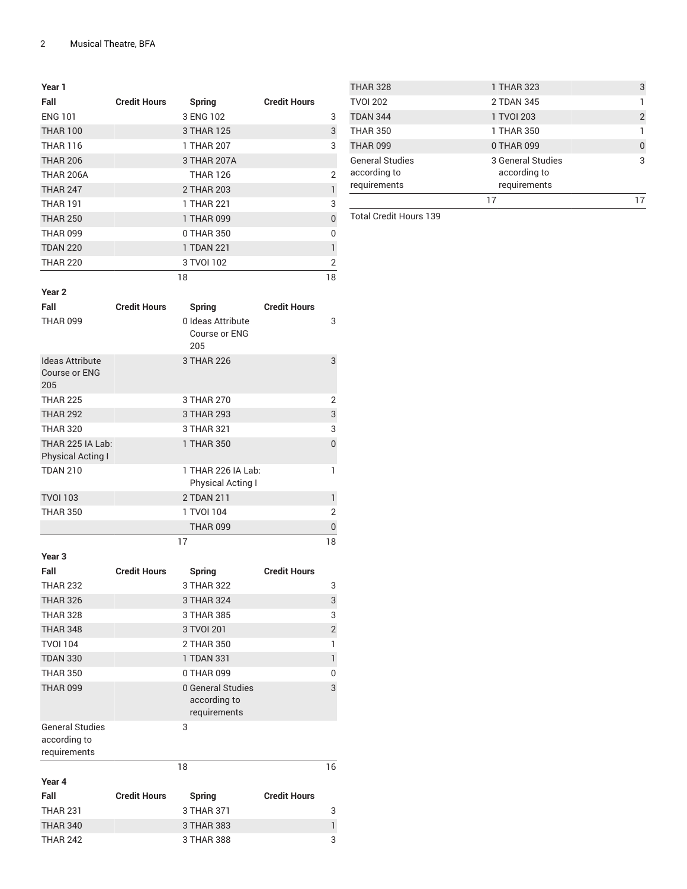**Year 1**

| Fall | Credit Hours | Spring | Credit Hours |
|---|---|---|---|
| ENG 101 | 3 | ENG 102 | 3 |
| THAR 100 | 3 | THAR 125 | 3 |
| THAR 116 | 1 | THAR 207 | 3 |
| THAR 206 | 3 | THAR 207A | |
| THAR 206A | | THAR 126 | 2 |
| THAR 247 | 2 | THAR 203 | 1 |
| THAR 191 | 1 | THAR 221 | 3 |
| THAR 250 | 1 | THAR 099 | 0 |
| THAR 099 | 0 | THAR 350 | 0 |
| TDAN 220 | 1 | TDAN 221 | 1 |
| THAR 220 | 3 | TVOI 102 | 2 |
| | 18 | | 18 |

**Year 2**

| Fall | Credit Hours | Spring | Credit Hours |
|---|---|---|---|
| THAR 099 | 0 | Ideas Attribute Course or ENG 205 | 3 |
| Ideas Attribute Course or ENG 205 | 3 | THAR 226 | 3 |
| THAR 225 | 3 | THAR 270 | 2 |
| THAR 292 | 3 | THAR 293 | 3 |
| THAR 320 | 3 | THAR 321 | 3 |
| THAR 225 IA Lab: Physical Acting I | 1 | THAR 350 | 0 |
| TDAN 210 | 1 | THAR 226 IA Lab: Physical Acting I | 1 |
| TVOI 103 | 2 | TDAN 211 | 1 |
| THAR 350 | 1 | TVOI 104 | 2 |
| | | THAR 099 | 0 |
| | 17 | | 18 |

**Year 3**

| Fall | Credit Hours | Spring | Credit Hours |
|---|---|---|---|
| THAR 232 | 3 | THAR 322 | 3 |
| THAR 326 | 3 | THAR 324 | 3 |
| THAR 328 | 3 | THAR 385 | 3 |
| THAR 348 | 3 | TVOI 201 | 2 |
| TVOI 104 | 2 | THAR 350 | 1 |
| TDAN 330 | 1 | TDAN 331 | 1 |
| THAR 350 | 0 | THAR 099 | 0 |
| THAR 099 | 0 | General Studies according to requirements | 3 |
| General Studies according to requirements | 3 | | |
| | 18 | | 16 |

**Year 4**

| Fall | Credit Hours | Spring | Credit Hours |
|---|---|---|---|
| THAR 231 | 3 | THAR 371 | 3 |
| THAR 340 | 3 | THAR 383 | 1 |
| THAR 242 | 3 | THAR 388 | 3 |
| THAR 328 | 1 | THAR 323 | 3 |
| TVOI 202 | 2 | TDAN 345 | 1 |
| TDAN 344 | 1 | TVOI 203 | 2 |
| THAR 350 | 1 | THAR 350 | 1 |
| THAR 099 | 0 | THAR 099 | 0 |
| General Studies according to requirements | 3 | General Studies according to requirements | 3 |
| | 17 | | 17 |

Total Credit Hours 139